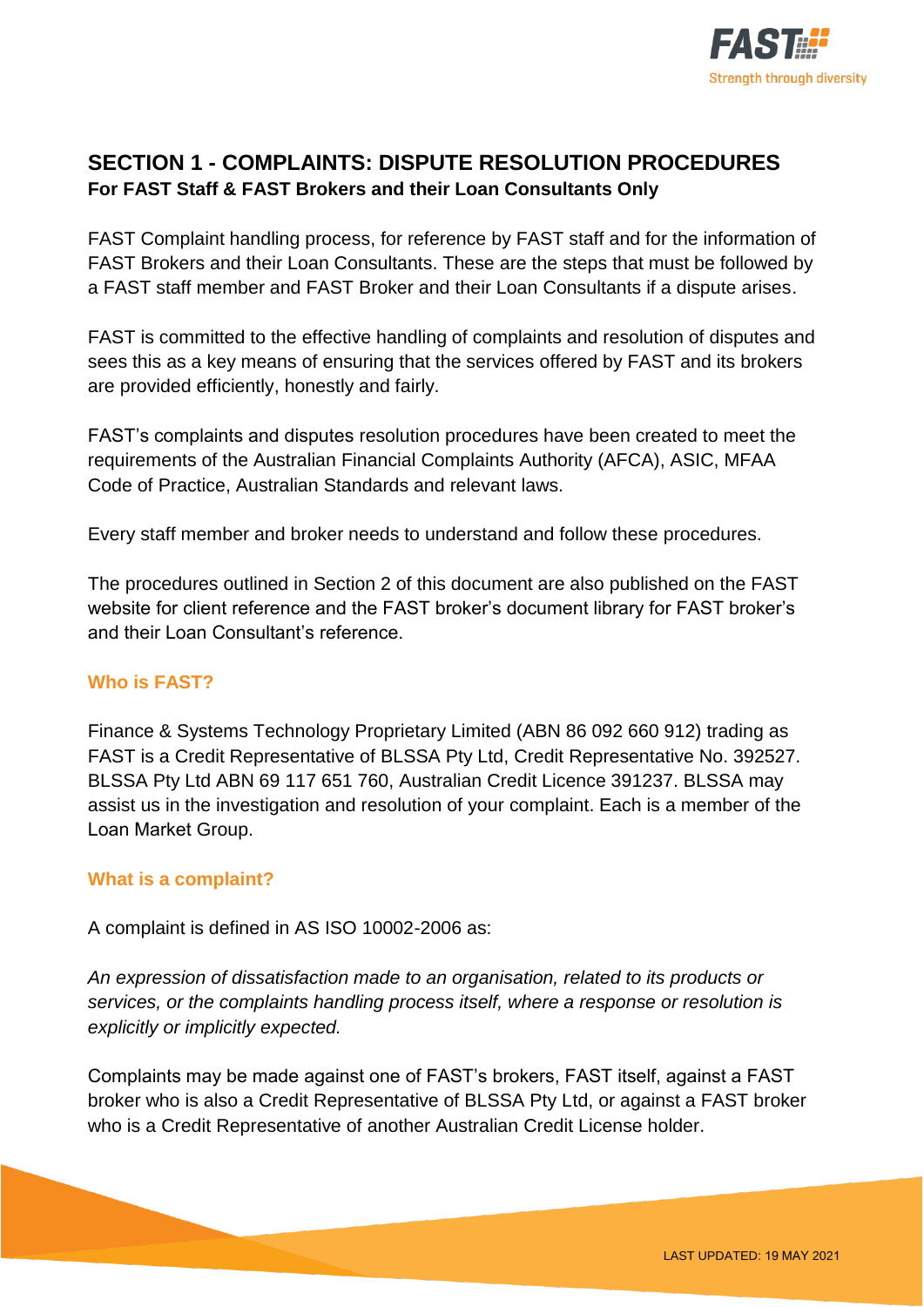## SECTION 1 - COMPLAINTS: DISPUTE RESOLUTION PROCEDURES

**For FAST Staff & FAST Brokers and their Loan Consultants Only**

FAST Complaint handling process, for reference by FAST staff and for the information of FAST Brokers and their Loan Consultants. These are the steps that must be followed by a FAST staff member and FAST Broker and their Loan Consultants if a dispute arises.

FAST is committed to the effective handling of complaints and resolution of disputes and sees this as a key means of ensuring that the services offered by FAST and its brokers are provided efficiently, honestly and fairly.

FAST's complaints and disputes resolution procedures have been created to meet the requirements of the Australian Financial Complaints Authority (AFCA), ASIC, MFAA Code of Practice, Australian Standards and relevant laws.

Every staff member and broker needs to understand and follow these procedures.

The procedures outlined in Section 2 of this document are also published on the FAST website for client reference and the FAST broker's document library for FAST broker's and their Loan Consultant's reference.

### Who is FAST?

Finance & Systems Technology Proprietary Limited (ABN 86 092 660 912) trading as FAST is a Credit Representative of BLSSA Pty Ltd, Credit Representative No. 392527. BLSSA Pty Ltd ABN 69 117 651 760, Australian Credit Licence 391237. BLSSA may assist us in the investigation and resolution of your complaint. Each is a member of the Loan Market Group.

### What is a complaint?

A complaint is defined in AS ISO 10002-2006 as:

*An expression of dissatisfaction made to an organisation, related to its products or services, or the complaints handling process itself, where a response or resolution is explicitly or implicitly expected.*

Complaints may be made against one of FAST's brokers, FAST itself, against a FAST broker who is also a Credit Representative of BLSSA Pty Ltd, or against a FAST broker who is a Credit Representative of another Australian Credit License holder.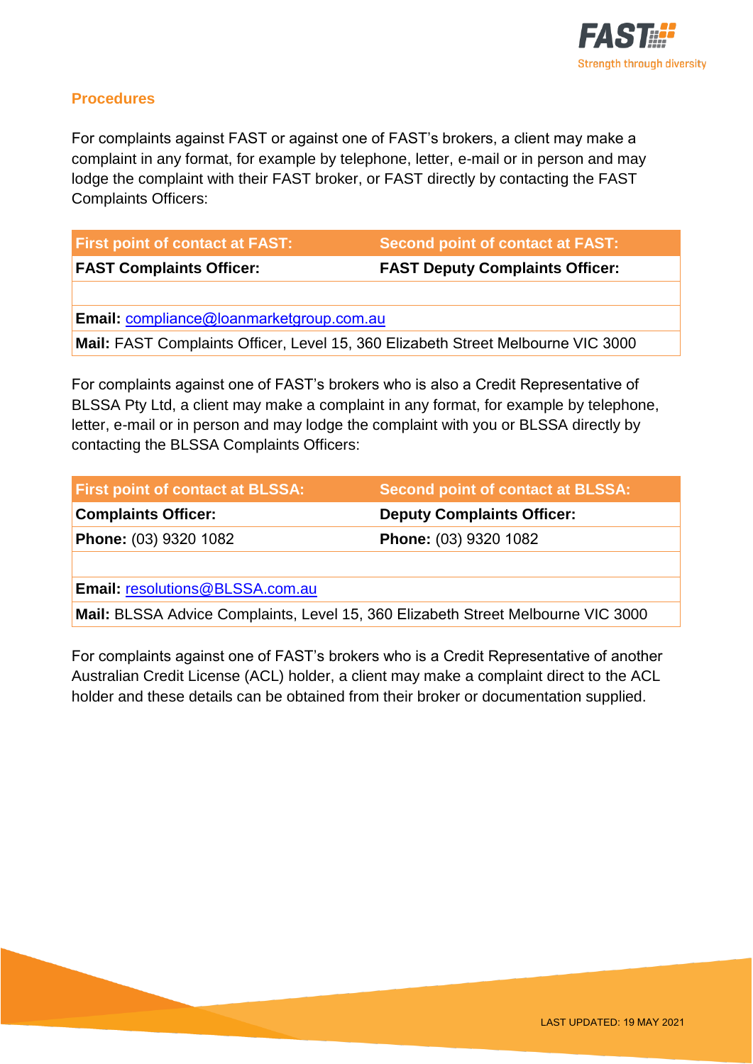## Procedures

For complaints against FAST or against one of FAST's brokers, a client may make a complaint in any format, for example by telephone, letter, e-mail or in person and may lodge the complaint with their FAST broker, or FAST directly by contacting the FAST Complaints Officers:

| First point of contact at FAST: | Second point of contact at FAST: |
|---|---|
| **FAST Complaints Officer:** | **FAST Deputy Complaints Officer:** |
| | |
| **Email:** compliance@loanmarketgroup.com.au | |
| **Mail:** FAST Complaints Officer, Level 15, 360 Elizabeth Street Melbourne VIC 3000 | |

For complaints against one of FAST's brokers who is also a Credit Representative of BLSSA Pty Ltd, a client may make a complaint in any format, for example by telephone, letter, e-mail or in person and may lodge the complaint with you or BLSSA directly by contacting the BLSSA Complaints Officers:

| First point of contact at BLSSA: | Second point of contact at BLSSA: |
|---|---|
| **Complaints Officer:** | **Deputy Complaints Officer:** |
| **Phone:** (03) 9320 1082 | **Phone:** (03) 9320 1082 |
| | |
| **Email:** resolutions@BLSSA.com.au | |
| **Mail:** BLSSA Advice Complaints, Level 15, 360 Elizabeth Street Melbourne VIC 3000 | |

For complaints against one of FAST's brokers who is a Credit Representative of another Australian Credit License (ACL) holder, a client may make a complaint direct to the ACL holder and these details can be obtained from their broker or documentation supplied.

LAST UPDATED: 19 MAY 2021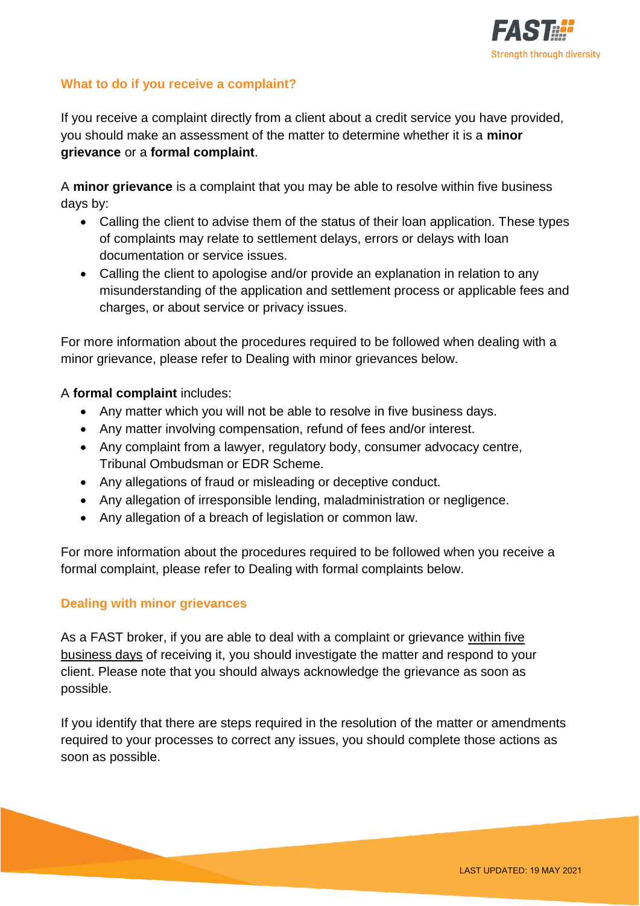## What to do if you receive a complaint?

If you receive a complaint directly from a client about a credit service you have provided, you should make an assessment of the matter to determine whether it is a **minor grievance** or a **formal complaint**.

A **minor grievance** is a complaint that you may be able to resolve within five business days by:

- Calling the client to advise them of the status of their loan application. These types of complaints may relate to settlement delays, errors or delays with loan documentation or service issues.
- Calling the client to apologise and/or provide an explanation in relation to any misunderstanding of the application and settlement process or applicable fees and charges, or about service or privacy issues.

For more information about the procedures required to be followed when dealing with a minor grievance, please refer to Dealing with minor grievances below.

A **formal complaint** includes:

- Any matter which you will not be able to resolve in five business days.
- Any matter involving compensation, refund of fees and/or interest.
- Any complaint from a lawyer, regulatory body, consumer advocacy centre, Tribunal Ombudsman or EDR Scheme.
- Any allegations of fraud or misleading or deceptive conduct.
- Any allegation of irresponsible lending, maladministration or negligence.
- Any allegation of a breach of legislation or common law.

For more information about the procedures required to be followed when you receive a formal complaint, please refer to Dealing with formal complaints below.

## Dealing with minor grievances

As a FAST broker, if you are able to deal with a complaint or grievance within five business days of receiving it, you should investigate the matter and respond to your client. Please note that you should always acknowledge the grievance as soon as possible.

If you identify that there are steps required in the resolution of the matter or amendments required to your processes to correct any issues, you should complete those actions as soon as possible.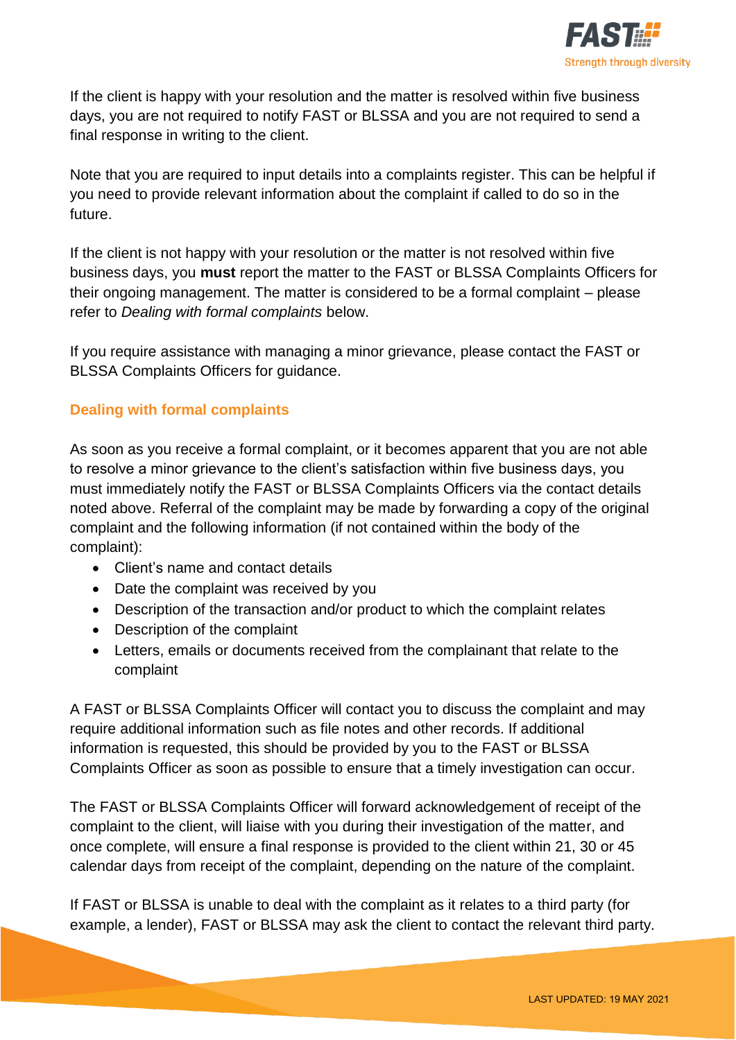If the client is happy with your resolution and the matter is resolved within five business days, you are not required to notify FAST or BLSSA and you are not required to send a final response in writing to the client.

Note that you are required to input details into a complaints register. This can be helpful if you need to provide relevant information about the complaint if called to do so in the future.

If the client is not happy with your resolution or the matter is not resolved within five business days, you **must** report the matter to the FAST or BLSSA Complaints Officers for their ongoing management. The matter is considered to be a formal complaint – please refer to *Dealing with formal complaints* below.

If you require assistance with managing a minor grievance, please contact the FAST or BLSSA Complaints Officers for guidance.

## Dealing with formal complaints

As soon as you receive a formal complaint, or it becomes apparent that you are not able to resolve a minor grievance to the client's satisfaction within five business days, you must immediately notify the FAST or BLSSA Complaints Officers via the contact details noted above. Referral of the complaint may be made by forwarding a copy of the original complaint and the following information (if not contained within the body of the complaint):

- Client's name and contact details
- Date the complaint was received by you
- Description of the transaction and/or product to which the complaint relates
- Description of the complaint
- Letters, emails or documents received from the complainant that relate to the complaint

A FAST or BLSSA Complaints Officer will contact you to discuss the complaint and may require additional information such as file notes and other records. If additional information is requested, this should be provided by you to the FAST or BLSSA Complaints Officer as soon as possible to ensure that a timely investigation can occur.

The FAST or BLSSA Complaints Officer will forward acknowledgement of receipt of the complaint to the client, will liaise with you during their investigation of the matter, and once complete, will ensure a final response is provided to the client within 21, 30 or 45 calendar days from receipt of the complaint, depending on the nature of the complaint.

If FAST or BLSSA is unable to deal with the complaint as it relates to a third party (for example, a lender), FAST or BLSSA may ask the client to contact the relevant third party.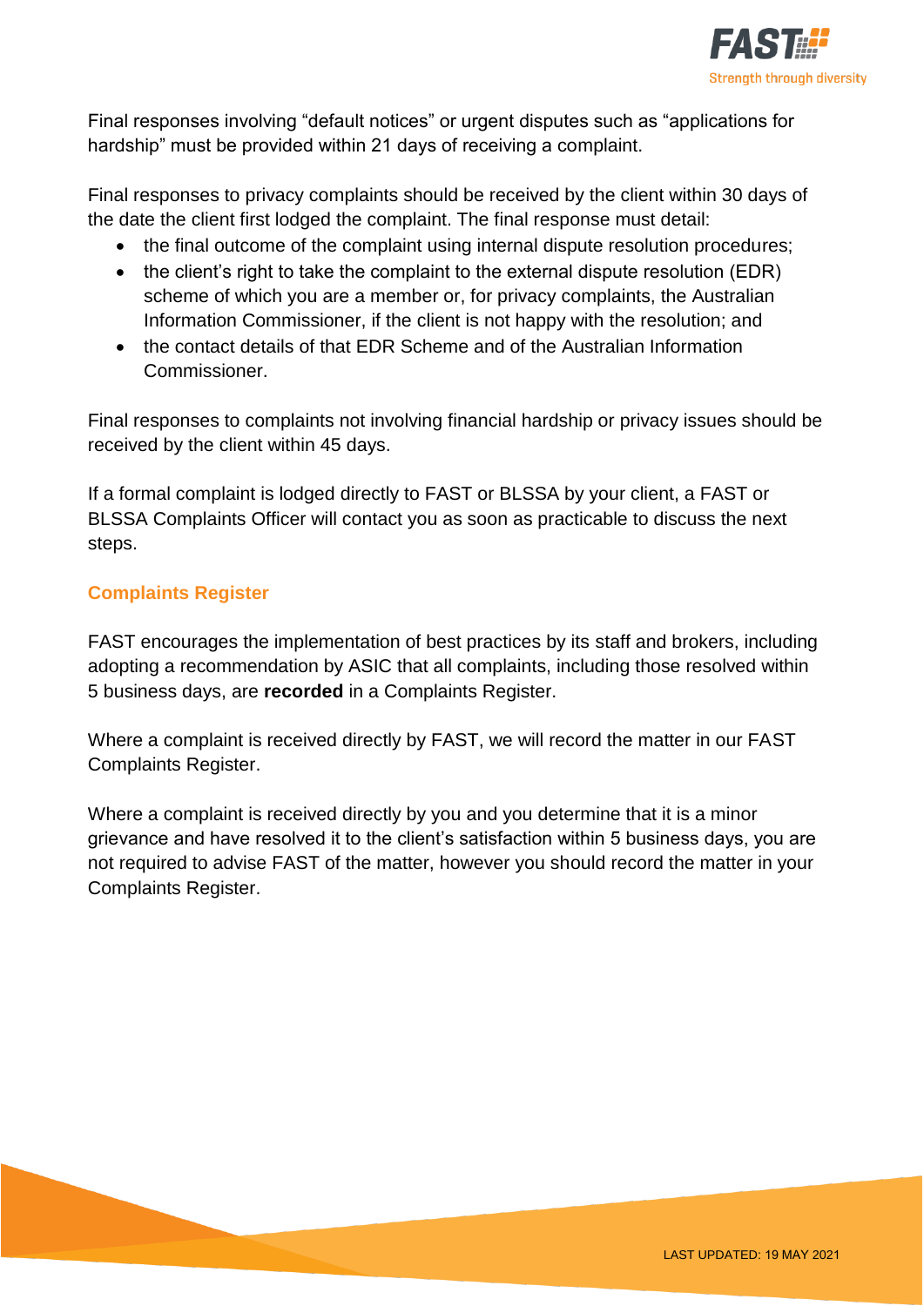Final responses involving "default notices" or urgent disputes such as "applications for hardship" must be provided within 21 days of receiving a complaint.

Final responses to privacy complaints should be received by the client within 30 days of the date the client first lodged the complaint. The final response must detail:

- the final outcome of the complaint using internal dispute resolution procedures;
- the client's right to take the complaint to the external dispute resolution (EDR) scheme of which you are a member or, for privacy complaints, the Australian Information Commissioner, if the client is not happy with the resolution; and
- the contact details of that EDR Scheme and of the Australian Information Commissioner.

Final responses to complaints not involving financial hardship or privacy issues should be received by the client within 45 days.

If a formal complaint is lodged directly to FAST or BLSSA by your client, a FAST or BLSSA Complaints Officer will contact you as soon as practicable to discuss the next steps.

## Complaints Register

FAST encourages the implementation of best practices by its staff and brokers, including adopting a recommendation by ASIC that all complaints, including those resolved within 5 business days, are **recorded** in a Complaints Register.

Where a complaint is received directly by FAST, we will record the matter in our FAST Complaints Register.

Where a complaint is received directly by you and you determine that it is a minor grievance and have resolved it to the client's satisfaction within 5 business days, you are not required to advise FAST of the matter, however you should record the matter in your Complaints Register.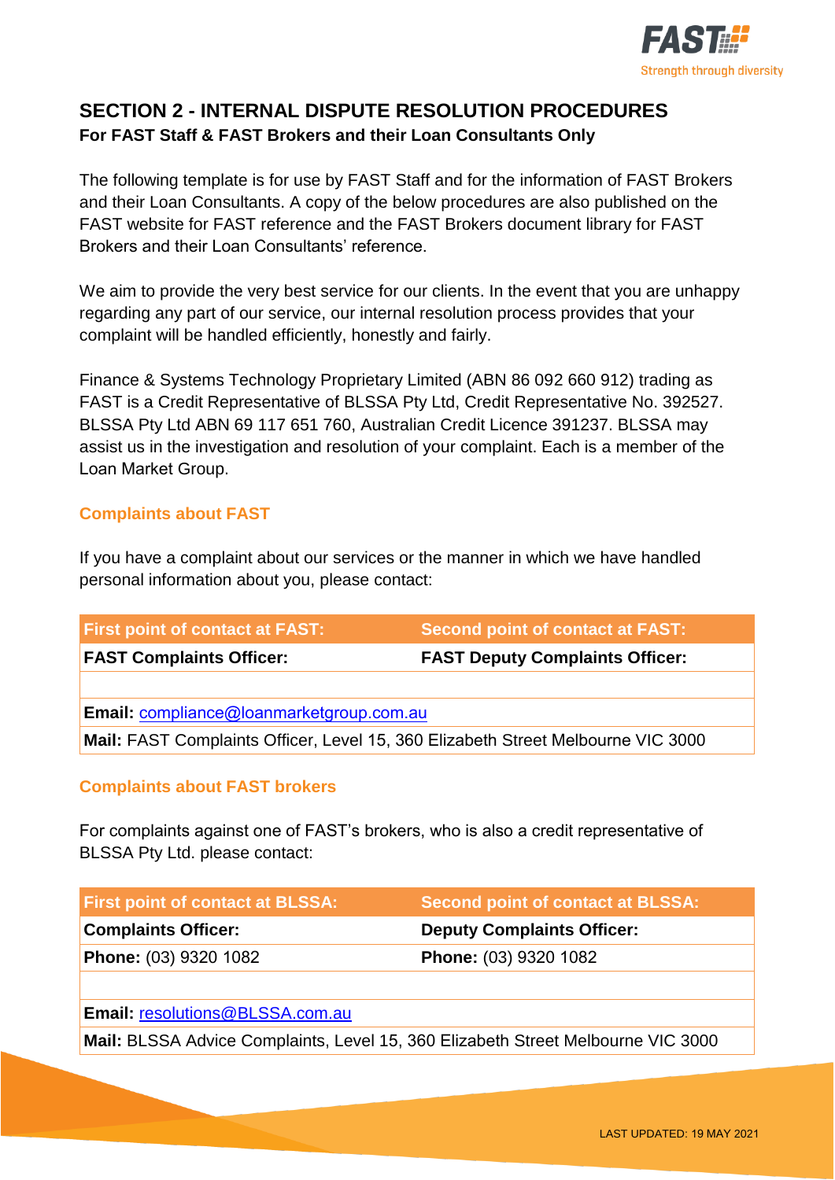## SECTION 2 - INTERNAL DISPUTE RESOLUTION PROCEDURES

**For FAST Staff & FAST Brokers and their Loan Consultants Only**

The following template is for use by FAST Staff and for the information of FAST Brokers and their Loan Consultants. A copy of the below procedures are also published on the FAST website for FAST reference and the FAST Brokers document library for FAST Brokers and their Loan Consultants' reference.

We aim to provide the very best service for our clients. In the event that you are unhappy regarding any part of our service, our internal resolution process provides that your complaint will be handled efficiently, honestly and fairly.

Finance & Systems Technology Proprietary Limited (ABN 86 092 660 912) trading as FAST is a Credit Representative of BLSSA Pty Ltd, Credit Representative No. 392527. BLSSA Pty Ltd ABN 69 117 651 760, Australian Credit Licence 391237. BLSSA may assist us in the investigation and resolution of your complaint. Each is a member of the Loan Market Group.

### Complaints about FAST

If you have a complaint about our services or the manner in which we have handled personal information about you, please contact:

| First point of contact at FAST: | Second point of contact at FAST: |
|---|---|
| **FAST Complaints Officer:** | **FAST Deputy Complaints Officer:** |
| | |
| **Email:** compliance@loanmarketgroup.com.au | |
| **Mail:** FAST Complaints Officer, Level 15, 360 Elizabeth Street Melbourne VIC 3000 | |

### Complaints about FAST brokers

For complaints against one of FAST's brokers, who is also a credit representative of BLSSA Pty Ltd. please contact:

| First point of contact at BLSSA: | Second point of contact at BLSSA: |
|---|---|
| **Complaints Officer:** | **Deputy Complaints Officer:** |
| **Phone:** (03) 9320 1082 | **Phone:** (03) 9320 1082 |
| | |
| **Email:** resolutions@BLSSA.com.au | |
| **Mail:** BLSSA Advice Complaints, Level 15, 360 Elizabeth Street Melbourne VIC 3000 | |

LAST UPDATED: 19 MAY 2021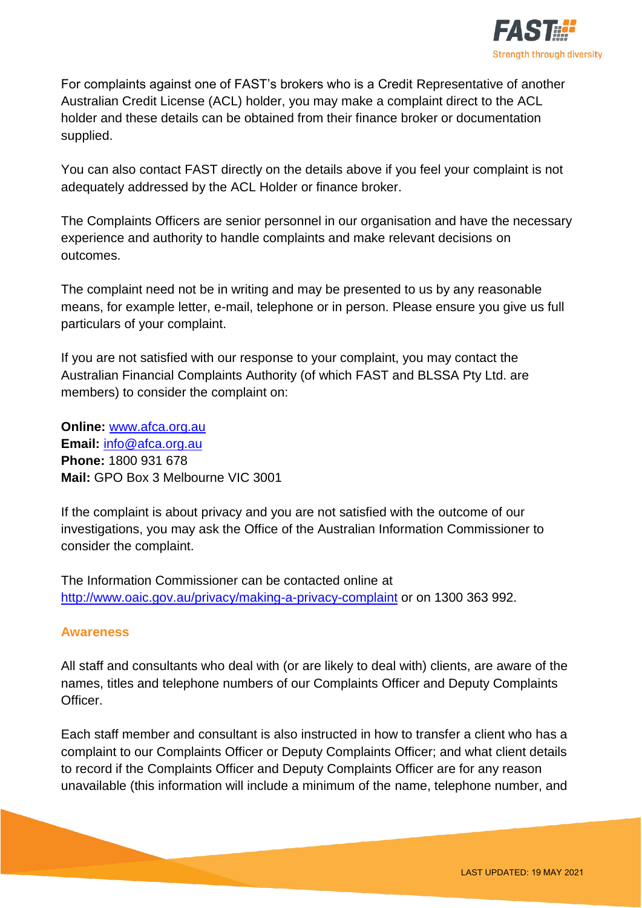For complaints against one of FAST's brokers who is a Credit Representative of another Australian Credit License (ACL) holder, you may make a complaint direct to the ACL holder and these details can be obtained from their finance broker or documentation supplied.

You can also contact FAST directly on the details above if you feel your complaint is not adequately addressed by the ACL Holder or finance broker.

The Complaints Officers are senior personnel in our organisation and have the necessary experience and authority to handle complaints and make relevant decisions on outcomes.

The complaint need not be in writing and may be presented to us by any reasonable means, for example letter, e-mail, telephone or in person. Please ensure you give us full particulars of your complaint.

If you are not satisfied with our response to your complaint, you may contact the Australian Financial Complaints Authority (of which FAST and BLSSA Pty Ltd. are members) to consider the complaint on:

**Online:** www.afca.org.au
**Email:** info@afca.org.au
**Phone:** 1800 931 678
**Mail:** GPO Box 3 Melbourne VIC 3001

If the complaint is about privacy and you are not satisfied with the outcome of our investigations, you may ask the Office of the Australian Information Commissioner to consider the complaint.

The Information Commissioner can be contacted online at http://www.oaic.gov.au/privacy/making-a-privacy-complaint or on 1300 363 992.

## Awareness

All staff and consultants who deal with (or are likely to deal with) clients, are aware of the names, titles and telephone numbers of our Complaints Officer and Deputy Complaints Officer.

Each staff member and consultant is also instructed in how to transfer a client who has a complaint to our Complaints Officer or Deputy Complaints Officer; and what client details to record if the Complaints Officer and Deputy Complaints Officer are for any reason unavailable (this information will include a minimum of the name, telephone number, and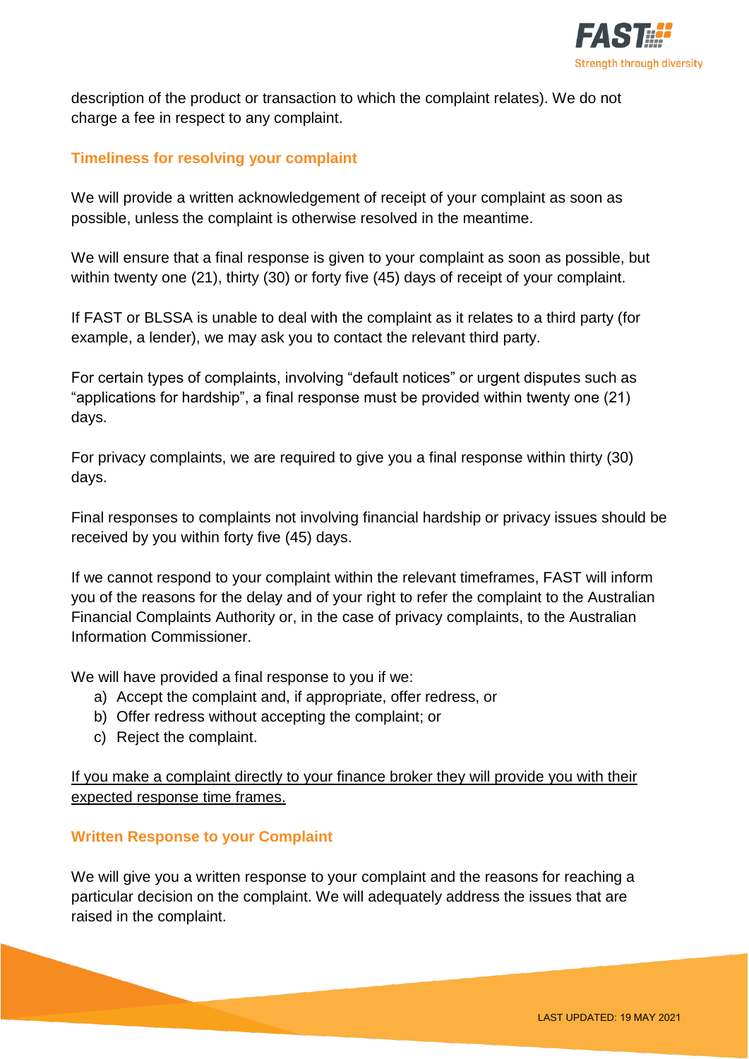description of the product or transaction to which the complaint relates). We do not charge a fee in respect to any complaint.

## Timeliness for resolving your complaint

We will provide a written acknowledgement of receipt of your complaint as soon as possible, unless the complaint is otherwise resolved in the meantime.

We will ensure that a final response is given to your complaint as soon as possible, but within twenty one (21), thirty (30) or forty five (45) days of receipt of your complaint.

If FAST or BLSSA is unable to deal with the complaint as it relates to a third party (for example, a lender), we may ask you to contact the relevant third party.

For certain types of complaints, involving “default notices” or urgent disputes such as “applications for hardship”, a final response must be provided within twenty one (21) days.

For privacy complaints, we are required to give you a final response within thirty (30) days.

Final responses to complaints not involving financial hardship or privacy issues should be received by you within forty five (45) days.

If we cannot respond to your complaint within the relevant timeframes, FAST will inform you of the reasons for the delay and of your right to refer the complaint to the Australian Financial Complaints Authority or, in the case of privacy complaints, to the Australian Information Commissioner.

We will have provided a final response to you if we:

a) Accept the complaint and, if appropriate, offer redress, or
b) Offer redress without accepting the complaint; or
c) Reject the complaint.

<u>If you make a complaint directly to your finance broker they will provide you with their expected response time frames.</u>

## Written Response to your Complaint

We will give you a written response to your complaint and the reasons for reaching a particular decision on the complaint. We will adequately address the issues that are raised in the complaint.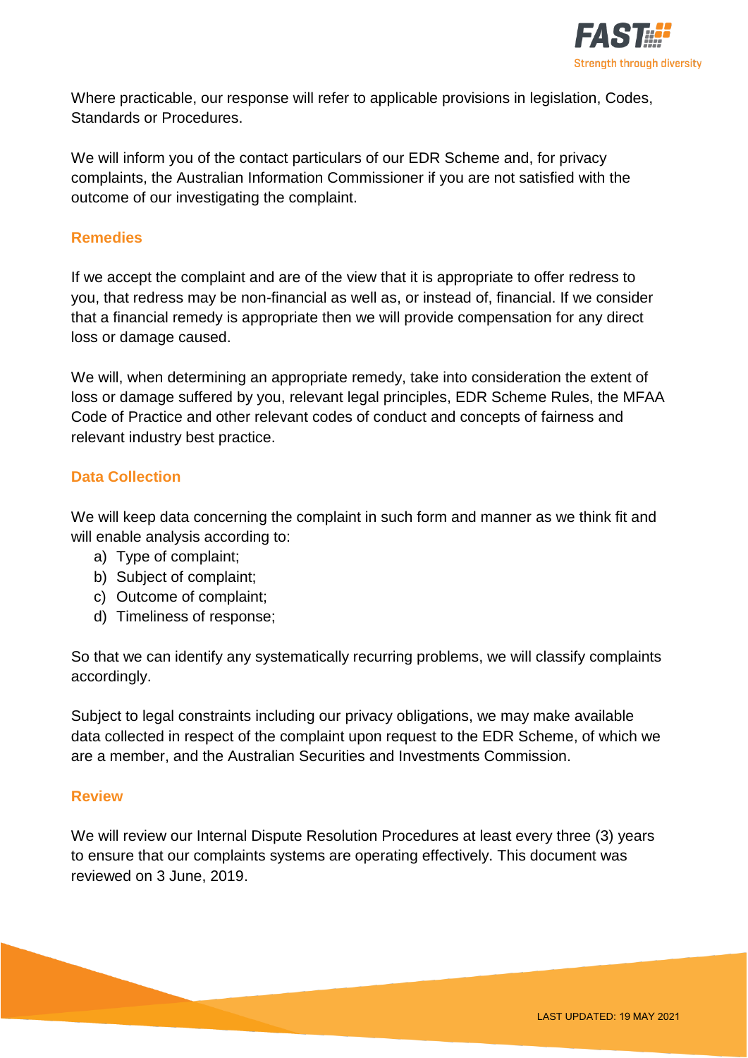Where practicable, our response will refer to applicable provisions in legislation, Codes, Standards or Procedures.

We will inform you of the contact particulars of our EDR Scheme and, for privacy complaints, the Australian Information Commissioner if you are not satisfied with the outcome of our investigating the complaint.

## Remedies

If we accept the complaint and are of the view that it is appropriate to offer redress to you, that redress may be non-financial as well as, or instead of, financial. If we consider that a financial remedy is appropriate then we will provide compensation for any direct loss or damage caused.

We will, when determining an appropriate remedy, take into consideration the extent of loss or damage suffered by you, relevant legal principles, EDR Scheme Rules, the MFAA Code of Practice and other relevant codes of conduct and concepts of fairness and relevant industry best practice.

## Data Collection

We will keep data concerning the complaint in such form and manner as we think fit and will enable analysis according to:

a) Type of complaint;
b) Subject of complaint;
c) Outcome of complaint;
d) Timeliness of response;

So that we can identify any systematically recurring problems, we will classify complaints accordingly.

Subject to legal constraints including our privacy obligations, we may make available data collected in respect of the complaint upon request to the EDR Scheme, of which we are a member, and the Australian Securities and Investments Commission.

## Review

We will review our Internal Dispute Resolution Procedures at least every three (3) years to ensure that our complaints systems are operating effectively. This document was reviewed on 3 June, 2019.